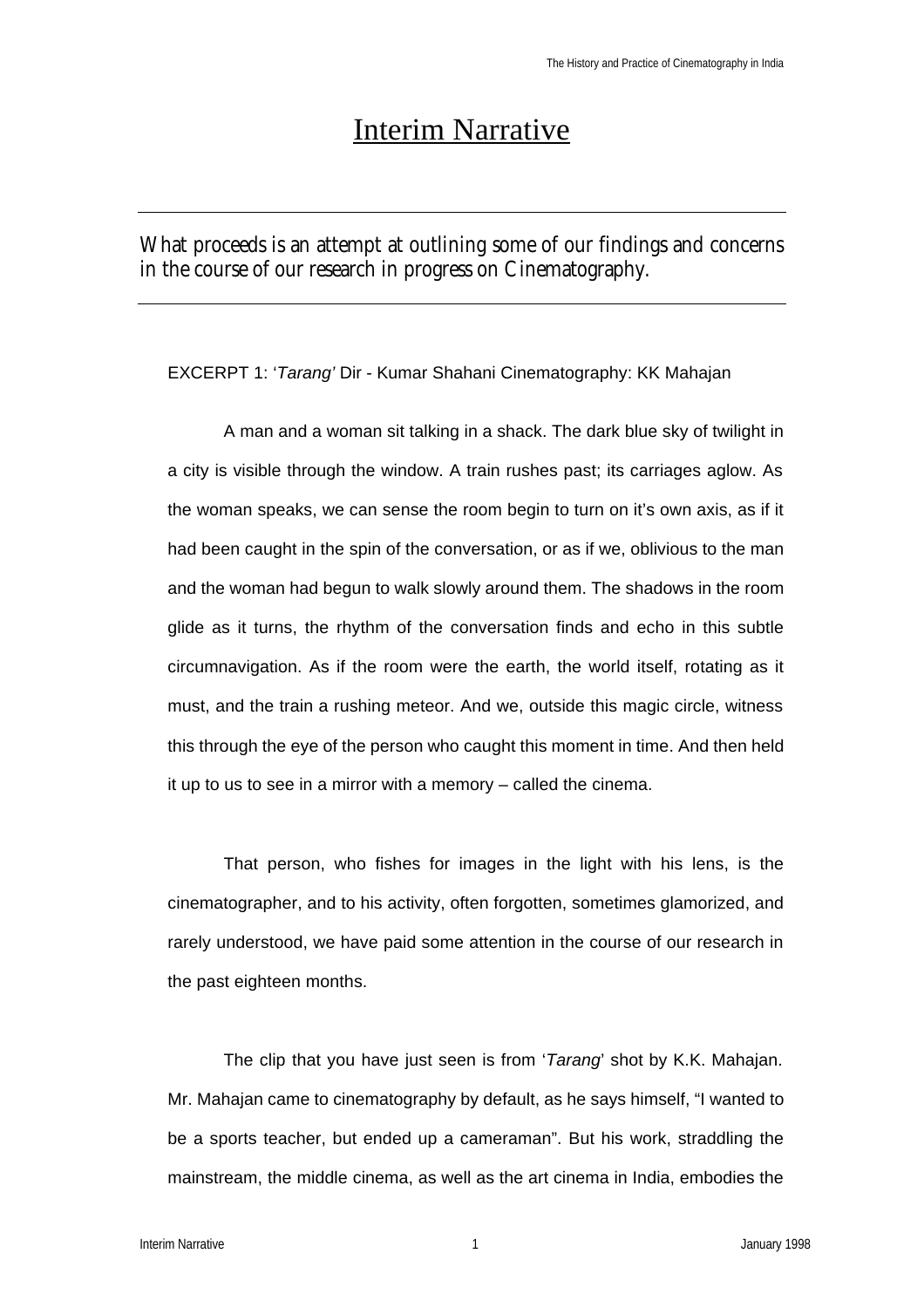# Interim Narrative

---

What proceeds is an attempt at outlining some of our findings and concerns in the course of our research in progress on Cinematography.

---

EXCERPT 1: '*Tarang'* Dir - Kumar Shahani Cinematography: KK Mahajan

A man and a woman sit talking in a shack. The dark blue sky of twilight in a city is visible through the window. A train rushes past; its carriages aglow. As the woman speaks, we can sense the room begin to turn on it's own axis, as if it had been caught in the spin of the conversation, or as if we, oblivious to the man and the woman had begun to walk slowly around them. The shadows in the room glide as it turns, the rhythm of the conversation finds and echo in this subtle circumnavigation. As if the room were the earth, the world itself, rotating as it must, and the train a rushing meteor. And we, outside this magic circle, witness this through the eye of the person who caught this moment in time. And then held it up to us to see in a mirror with a memory – called the cinema.

That person, who fishes for images in the light with his lens, is the cinematographer, and to his activity, often forgotten, sometimes glamorized, and rarely understood, we have paid some attention in the course of our research in the past eighteen months.

The clip that you have just seen is from '*Tarang*' shot by K.K. Mahajan. Mr. Mahajan came to cinematography by default, as he says himself, "I wanted to be a sports teacher, but ended up a cameraman". But his work, straddling the mainstream, the middle cinema, as well as the art cinema in India, embodies the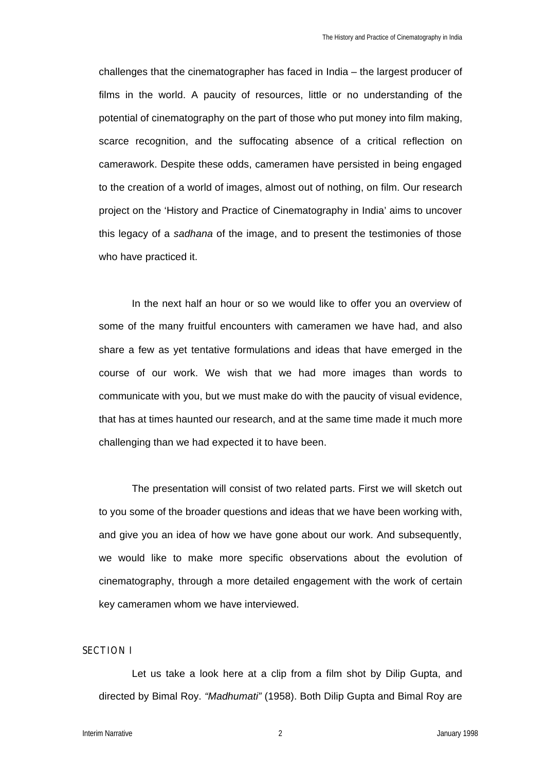challenges that the cinematographer has faced in India – the largest producer of films in the world. A paucity of resources, little or no understanding of the potential of cinematography on the part of those who put money into film making, scarce recognition, and the suffocating absence of a critical reflection on camerawork. Despite these odds, cameramen have persisted in being engaged to the creation of a world of images, almost out of nothing, on film. Our research project on the 'History and Practice of Cinematography in India' aims to uncover this legacy of a *sadhana* of the image, and to present the testimonies of those who have practiced it.

In the next half an hour or so we would like to offer you an overview of some of the many fruitful encounters with cameramen we have had, and also share a few as yet tentative formulations and ideas that have emerged in the course of our work. We wish that we had more images than words to communicate with you, but we must make do with the paucity of visual evidence, that has at times haunted our research, and at the same time made it much more challenging than we had expected it to have been.

The presentation will consist of two related parts. First we will sketch out to you some of the broader questions and ideas that we have been working with, and give you an idea of how we have gone about our work. And subsequently, we would like to make more specific observations about the evolution of cinematography, through a more detailed engagement with the work of certain key cameramen whom we have interviewed.

## SECTION I

Let us take a look here at a clip from a film shot by Dilip Gupta, and directed by Bimal Roy. *"Madhumati"* (1958). Both Dilip Gupta and Bimal Roy are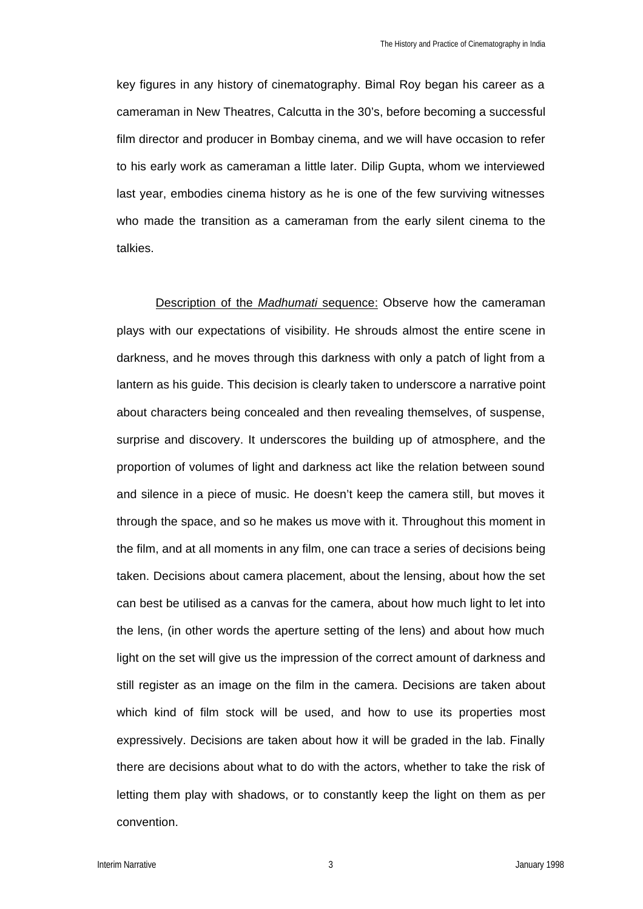key figures in any history of cinematography. Bimal Roy began his career as a cameraman in New Theatres, Calcutta in the 30's, before becoming a successful film director and producer in Bombay cinema, and we will have occasion to refer to his early work as cameraman a little later. Dilip Gupta, whom we interviewed last year, embodies cinema history as he is one of the few surviving witnesses who made the transition as a cameraman from the early silent cinema to the talkies.

<u>Description of the *Madhumati* sequence:</u> Observe how the cameraman plays with our expectations of visibility. He shrouds almost the entire scene in darkness, and he moves through this darkness with only a patch of light from a lantern as his guide. This decision is clearly taken to underscore a narrative point about characters being concealed and then revealing themselves, of suspense, surprise and discovery. It underscores the building up of atmosphere, and the proportion of volumes of light and darkness act like the relation between sound and silence in a piece of music. He doesn't keep the camera still, but moves it through the space, and so he makes us move with it. Throughout this moment in the film, and at all moments in any film, one can trace a series of decisions being taken. Decisions about camera placement, about the lensing, about how the set can best be utilised as a canvas for the camera, about how much light to let into the lens, (in other words the aperture setting of the lens) and about how much light on the set will give us the impression of the correct amount of darkness and still register as an image on the film in the camera. Decisions are taken about which kind of film stock will be used, and how to use its properties most expressively. Decisions are taken about how it will be graded in the lab. Finally there are decisions about what to do with the actors, whether to take the risk of letting them play with shadows, or to constantly keep the light on them as per convention.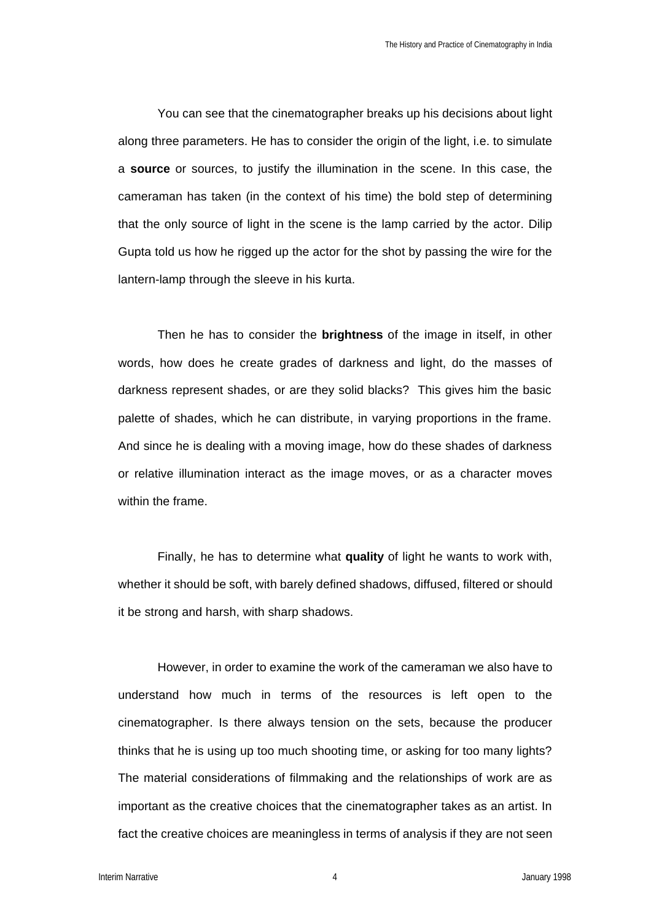You can see that the cinematographer breaks up his decisions about light along three parameters. He has to consider the origin of the light, i.e. to simulate a **source** or sources, to justify the illumination in the scene. In this case, the cameraman has taken (in the context of his time) the bold step of determining that the only source of light in the scene is the lamp carried by the actor. Dilip Gupta told us how he rigged up the actor for the shot by passing the wire for the lantern-lamp through the sleeve in his kurta.

Then he has to consider the **brightness** of the image in itself, in other words, how does he create grades of darkness and light, do the masses of darkness represent shades, or are they solid blacks? This gives him the basic palette of shades, which he can distribute, in varying proportions in the frame. And since he is dealing with a moving image, how do these shades of darkness or relative illumination interact as the image moves, or as a character moves within the frame.

Finally, he has to determine what **quality** of light he wants to work with, whether it should be soft, with barely defined shadows, diffused, filtered or should it be strong and harsh, with sharp shadows.

However, in order to examine the work of the cameraman we also have to understand how much in terms of the resources is left open to the cinematographer. Is there always tension on the sets, because the producer thinks that he is using up too much shooting time, or asking for too many lights? The material considerations of filmmaking and the relationships of work are as important as the creative choices that the cinematographer takes as an artist. In fact the creative choices are meaningless in terms of analysis if they are not seen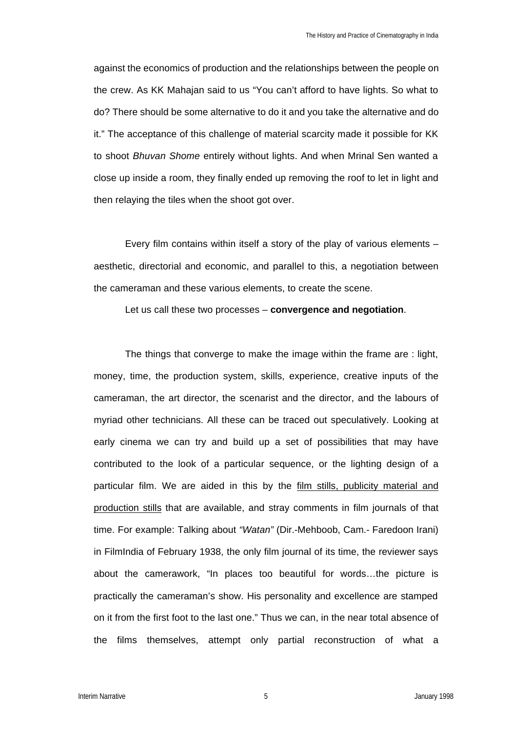against the economics of production and the relationships between the people on the crew. As KK Mahajan said to us "You can't afford to have lights. So what to do? There should be some alternative to do it and you take the alternative and do it." The acceptance of this challenge of material scarcity made it possible for KK to shoot *Bhuvan Shome* entirely without lights. And when Mrinal Sen wanted a close up inside a room, they finally ended up removing the roof to let in light and then relaying the tiles when the shoot got over.

Every film contains within itself a story of the play of various elements – aesthetic, directorial and economic, and parallel to this, a negotiation between the cameraman and these various elements, to create the scene.

Let us call these two processes – **convergence and negotiation**.

The things that converge to make the image within the frame are : light, money, time, the production system, skills, experience, creative inputs of the cameraman, the art director, the scenarist and the director, and the labours of myriad other technicians. All these can be traced out speculatively. Looking at early cinema we can try and build up a set of possibilities that may have contributed to the look of a particular sequence, or the lighting design of a particular film. We are aided in this by the film stills, publicity material and production stills that are available, and stray comments in film journals of that time. For example: Talking about *"Watan"* (Dir.-Mehboob, Cam.- Faredoon Irani) in FilmIndia of February 1938, the only film journal of its time, the reviewer says about the camerawork, "In places too beautiful for words…the picture is practically the cameraman's show. His personality and excellence are stamped on it from the first foot to the last one." Thus we can, in the near total absence of the films themselves, attempt only partial reconstruction of what a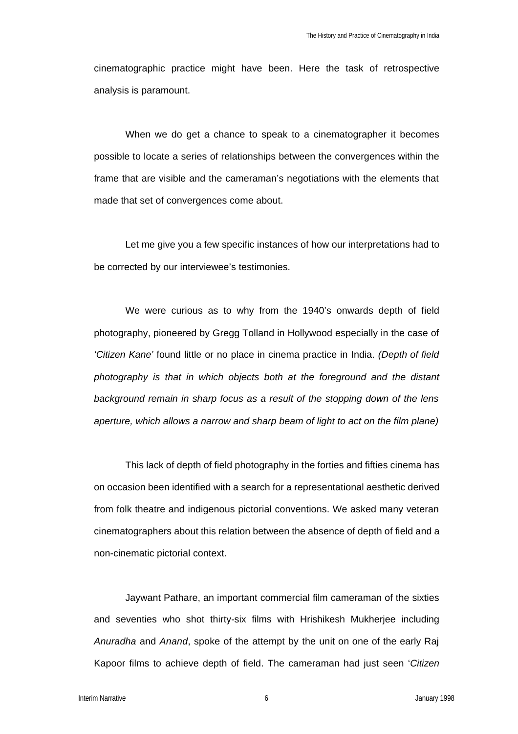cinematographic practice might have been. Here the task of retrospective analysis is paramount.

When we do get a chance to speak to a cinematographer it becomes possible to locate a series of relationships between the convergences within the frame that are visible and the cameraman's negotiations with the elements that made that set of convergences come about.

Let me give you a few specific instances of how our interpretations had to be corrected by our interviewee's testimonies.

We were curious as to why from the 1940's onwards depth of field photography, pioneered by Gregg Tolland in Hollywood especially in the case of *'Citizen Kane'* found little or no place in cinema practice in India. *(Depth of field photography is that in which objects both at the foreground and the distant background remain in sharp focus as a result of the stopping down of the lens aperture, which allows a narrow and sharp beam of light to act on the film plane)*

This lack of depth of field photography in the forties and fifties cinema has on occasion been identified with a search for a representational aesthetic derived from folk theatre and indigenous pictorial conventions. We asked many veteran cinematographers about this relation between the absence of depth of field and a non-cinematic pictorial context.

Jaywant Pathare, an important commercial film cameraman of the sixties and seventies who shot thirty-six films with Hrishikesh Mukherjee including *Anuradha* and *Anand*, spoke of the attempt by the unit on one of the early Raj Kapoor films to achieve depth of field. The cameraman had just seen '*Citizen*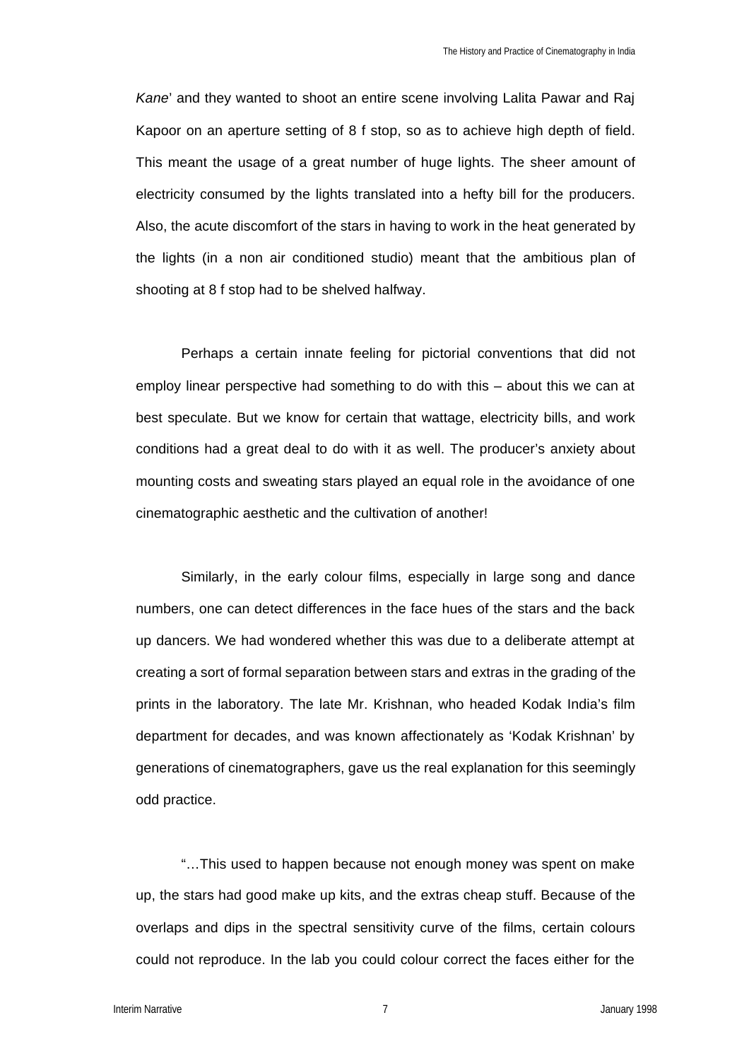*Kane*' and they wanted to shoot an entire scene involving Lalita Pawar and Raj Kapoor on an aperture setting of 8 f stop, so as to achieve high depth of field. This meant the usage of a great number of huge lights. The sheer amount of electricity consumed by the lights translated into a hefty bill for the producers. Also, the acute discomfort of the stars in having to work in the heat generated by the lights (in a non air conditioned studio) meant that the ambitious plan of shooting at 8 f stop had to be shelved halfway.

Perhaps a certain innate feeling for pictorial conventions that did not employ linear perspective had something to do with this – about this we can at best speculate. But we know for certain that wattage, electricity bills, and work conditions had a great deal to do with it as well. The producer's anxiety about mounting costs and sweating stars played an equal role in the avoidance of one cinematographic aesthetic and the cultivation of another!

Similarly, in the early colour films, especially in large song and dance numbers, one can detect differences in the face hues of the stars and the back up dancers. We had wondered whether this was due to a deliberate attempt at creating a sort of formal separation between stars and extras in the grading of the prints in the laboratory. The late Mr. Krishnan, who headed Kodak India's film department for decades, and was known affectionately as 'Kodak Krishnan' by generations of cinematographers, gave us the real explanation for this seemingly odd practice.

"…This used to happen because not enough money was spent on make up, the stars had good make up kits, and the extras cheap stuff. Because of the overlaps and dips in the spectral sensitivity curve of the films, certain colours could not reproduce. In the lab you could colour correct the faces either for the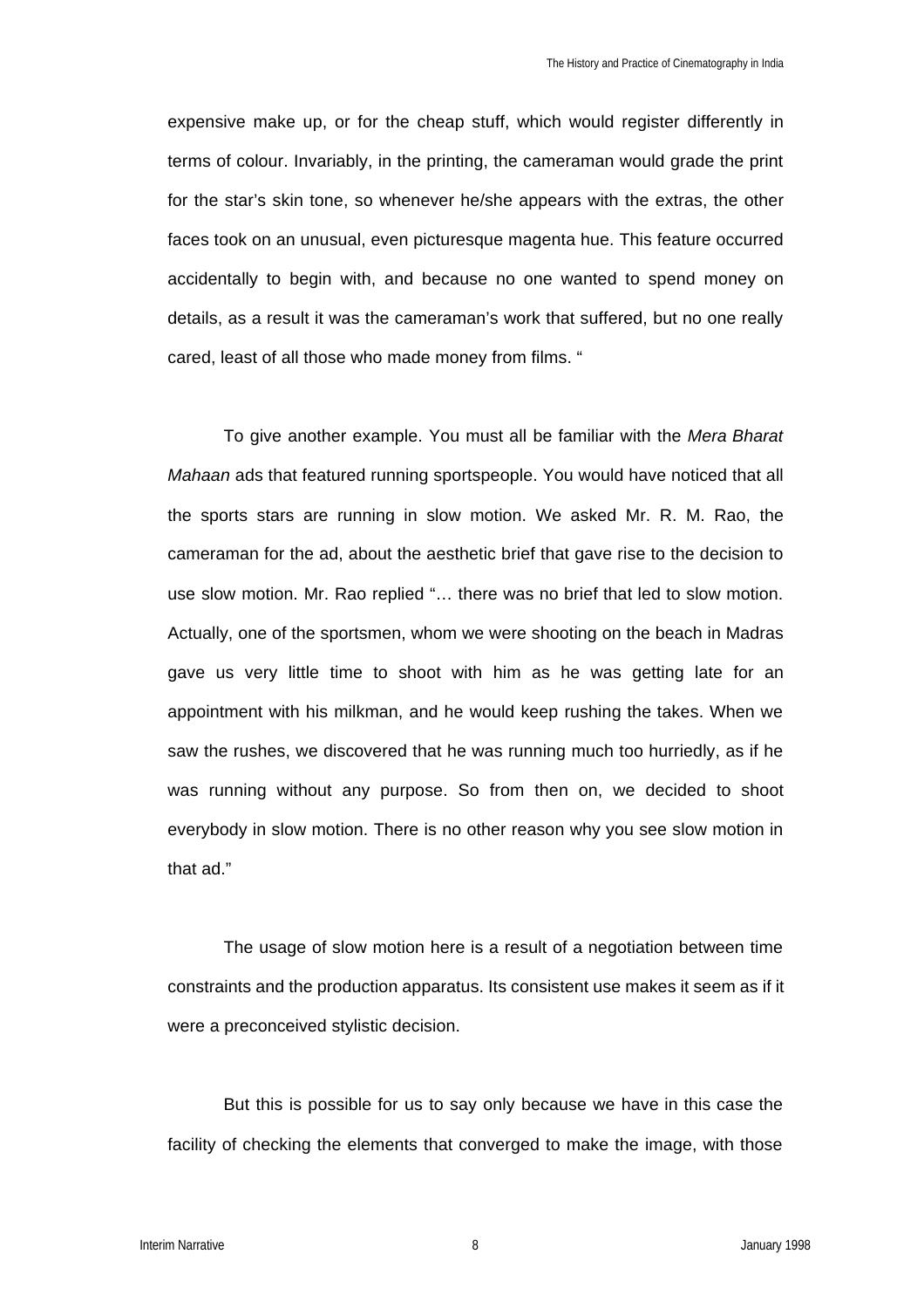expensive make up, or for the cheap stuff, which would register differently in terms of colour. Invariably, in the printing, the cameraman would grade the print for the star's skin tone, so whenever he/she appears with the extras, the other faces took on an unusual, even picturesque magenta hue. This feature occurred accidentally to begin with, and because no one wanted to spend money on details, as a result it was the cameraman's work that suffered, but no one really cared, least of all those who made money from films. "

To give another example. You must all be familiar with the *Mera Bharat Mahaan* ads that featured running sportspeople. You would have noticed that all the sports stars are running in slow motion. We asked Mr. R. M. Rao, the cameraman for the ad, about the aesthetic brief that gave rise to the decision to use slow motion. Mr. Rao replied "… there was no brief that led to slow motion. Actually, one of the sportsmen, whom we were shooting on the beach in Madras gave us very little time to shoot with him as he was getting late for an appointment with his milkman, and he would keep rushing the takes. When we saw the rushes, we discovered that he was running much too hurriedly, as if he was running without any purpose. So from then on, we decided to shoot everybody in slow motion. There is no other reason why you see slow motion in that ad."

The usage of slow motion here is a result of a negotiation between time constraints and the production apparatus. Its consistent use makes it seem as if it were a preconceived stylistic decision.

But this is possible for us to say only because we have in this case the facility of checking the elements that converged to make the image, with those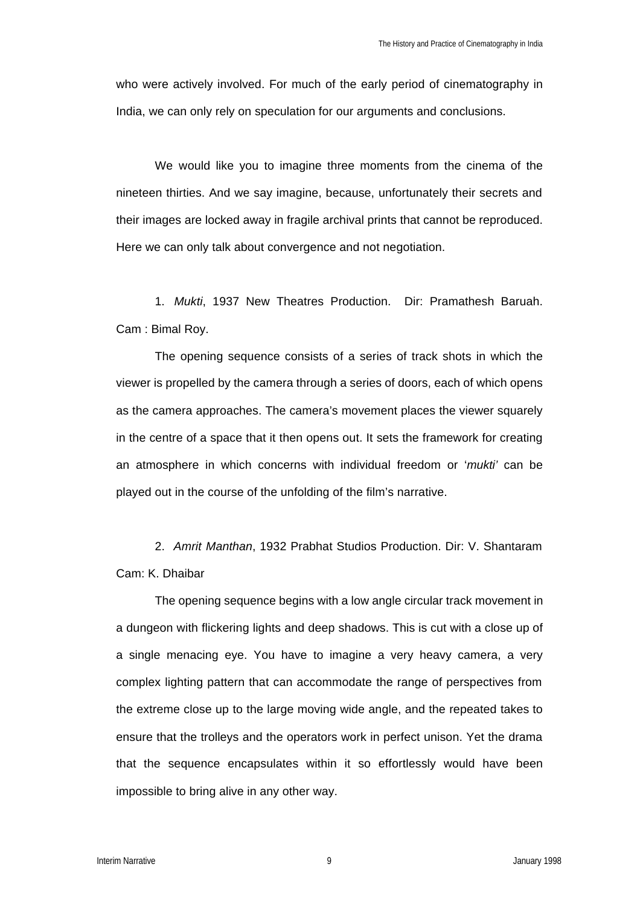who were actively involved. For much of the early period of cinematography in India, we can only rely on speculation for our arguments and conclusions.

We would like you to imagine three moments from the cinema of the nineteen thirties. And we say imagine, because, unfortunately their secrets and their images are locked away in fragile archival prints that cannot be reproduced. Here we can only talk about convergence and not negotiation.

1. *Mukti*, 1937 New Theatres Production. Dir: Pramathesh Baruah. Cam : Bimal Roy.

The opening sequence consists of a series of track shots in which the viewer is propelled by the camera through a series of doors, each of which opens as the camera approaches. The camera's movement places the viewer squarely in the centre of a space that it then opens out. It sets the framework for creating an atmosphere in which concerns with individual freedom or '*mukti'* can be played out in the course of the unfolding of the film's narrative.

2. *Amrit Manthan*, 1932 Prabhat Studios Production. Dir: V. Shantaram Cam: K. Dhaibar

The opening sequence begins with a low angle circular track movement in a dungeon with flickering lights and deep shadows. This is cut with a close up of a single menacing eye. You have to imagine a very heavy camera, a very complex lighting pattern that can accommodate the range of perspectives from the extreme close up to the large moving wide angle, and the repeated takes to ensure that the trolleys and the operators work in perfect unison. Yet the drama that the sequence encapsulates within it so effortlessly would have been impossible to bring alive in any other way.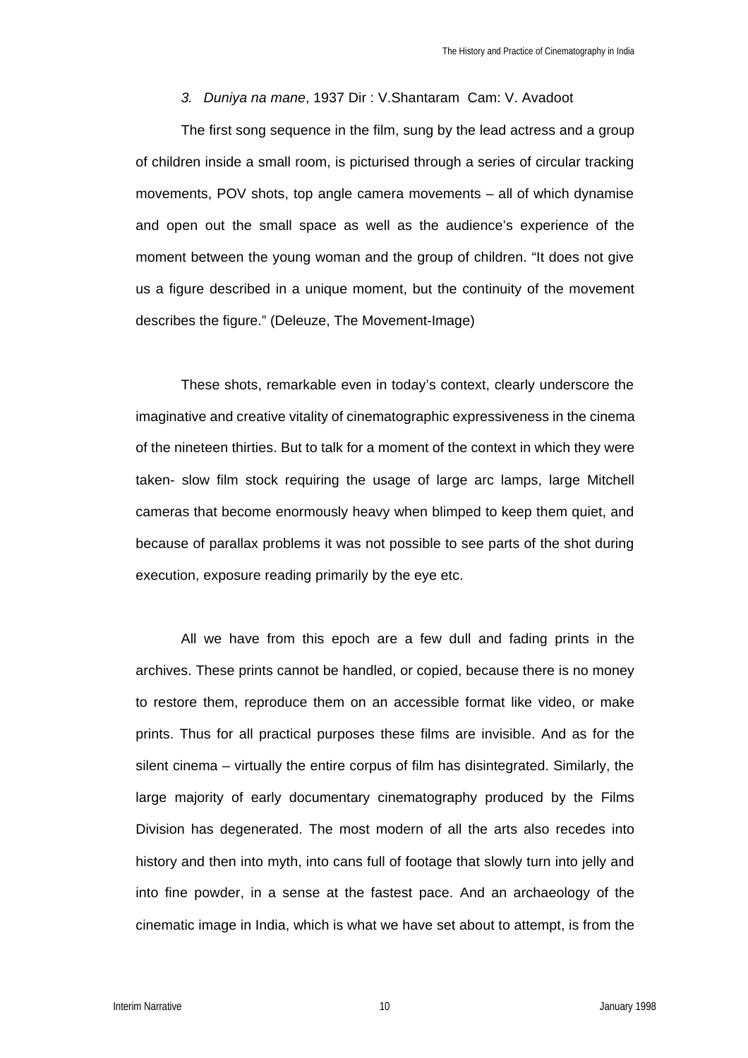3. *Duniya na mane*, 1937 Dir : V.Shantaram Cam: V. Avadoot

The first song sequence in the film, sung by the lead actress and a group of children inside a small room, is picturised through a series of circular tracking movements, POV shots, top angle camera movements – all of which dynamise and open out the small space as well as the audience's experience of the moment between the young woman and the group of children. "It does not give us a figure described in a unique moment, but the continuity of the movement describes the figure." (Deleuze, The Movement-Image)

These shots, remarkable even in today's context, clearly underscore the imaginative and creative vitality of cinematographic expressiveness in the cinema of the nineteen thirties. But to talk for a moment of the context in which they were taken- slow film stock requiring the usage of large arc lamps, large Mitchell cameras that become enormously heavy when blimped to keep them quiet, and because of parallax problems it was not possible to see parts of the shot during execution, exposure reading primarily by the eye etc.

All we have from this epoch are a few dull and fading prints in the archives. These prints cannot be handled, or copied, because there is no money to restore them, reproduce them on an accessible format like video, or make prints. Thus for all practical purposes these films are invisible. And as for the silent cinema – virtually the entire corpus of film has disintegrated. Similarly, the large majority of early documentary cinematography produced by the Films Division has degenerated. The most modern of all the arts also recedes into history and then into myth, into cans full of footage that slowly turn into jelly and into fine powder, in a sense at the fastest pace. And an archaeology of the cinematic image in India, which is what we have set about to attempt, is from the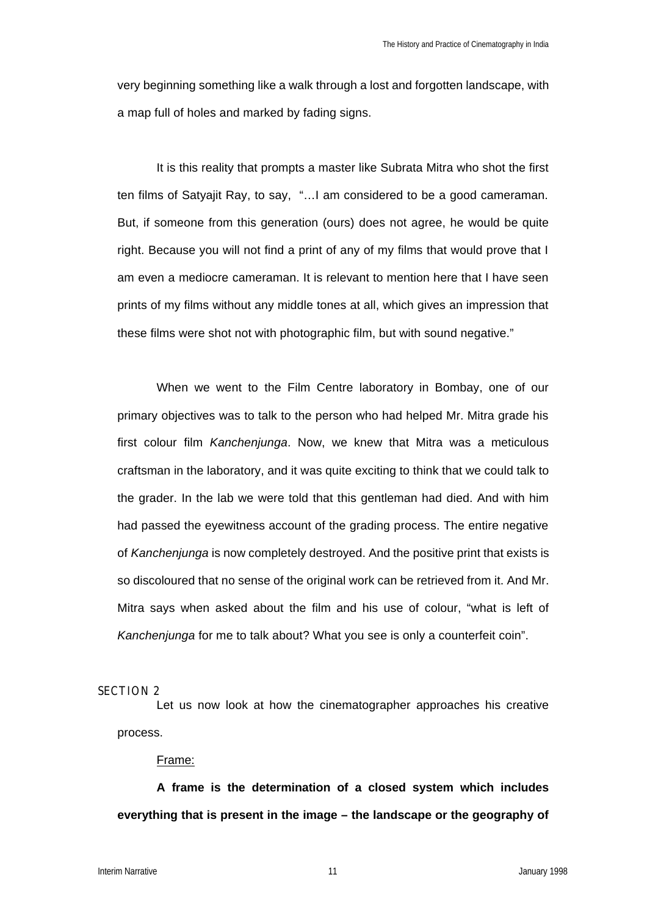very beginning something like a walk through a lost and forgotten landscape, with a map full of holes and marked by fading signs.

It is this reality that prompts a master like Subrata Mitra who shot the first ten films of Satyajit Ray, to say, "…I am considered to be a good cameraman. But, if someone from this generation (ours) does not agree, he would be quite right. Because you will not find a print of any of my films that would prove that I am even a mediocre cameraman. It is relevant to mention here that I have seen prints of my films without any middle tones at all, which gives an impression that these films were shot not with photographic film, but with sound negative."

When we went to the Film Centre laboratory in Bombay, one of our primary objectives was to talk to the person who had helped Mr. Mitra grade his first colour film *Kanchenjunga*. Now, we knew that Mitra was a meticulous craftsman in the laboratory, and it was quite exciting to think that we could talk to the grader. In the lab we were told that this gentleman had died. And with him had passed the eyewitness account of the grading process. The entire negative of *Kanchenjunga* is now completely destroyed. And the positive print that exists is so discoloured that no sense of the original work can be retrieved from it. And Mr. Mitra says when asked about the film and his use of colour, "what is left of *Kanchenjunga* for me to talk about? What you see is only a counterfeit coin".

## SECTION 2

Let us now look at how the cinematographer approaches his creative process.

Frame:

**A frame is the determination of a closed system which includes everything that is present in the image – the landscape or the geography of**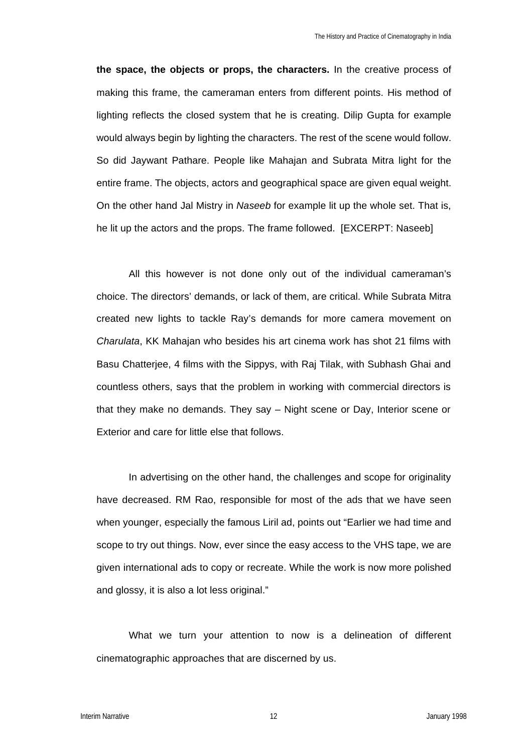**the space, the objects or props, the characters.** In the creative process of making this frame, the cameraman enters from different points. His method of lighting reflects the closed system that he is creating. Dilip Gupta for example would always begin by lighting the characters. The rest of the scene would follow. So did Jaywant Pathare. People like Mahajan and Subrata Mitra light for the entire frame. The objects, actors and geographical space are given equal weight. On the other hand Jal Mistry in *Naseeb* for example lit up the whole set. That is, he lit up the actors and the props. The frame followed. [EXCERPT: Naseeb]

All this however is not done only out of the individual cameraman's choice. The directors' demands, or lack of them, are critical. While Subrata Mitra created new lights to tackle Ray's demands for more camera movement on *Charulata*, KK Mahajan who besides his art cinema work has shot 21 films with Basu Chatterjee, 4 films with the Sippys, with Raj Tilak, with Subhash Ghai and countless others, says that the problem in working with commercial directors is that they make no demands. They say – Night scene or Day, Interior scene or Exterior and care for little else that follows.

In advertising on the other hand, the challenges and scope for originality have decreased. RM Rao, responsible for most of the ads that we have seen when younger, especially the famous Liril ad, points out "Earlier we had time and scope to try out things. Now, ever since the easy access to the VHS tape, we are given international ads to copy or recreate. While the work is now more polished and glossy, it is also a lot less original."

What we turn your attention to now is a delineation of different cinematographic approaches that are discerned by us.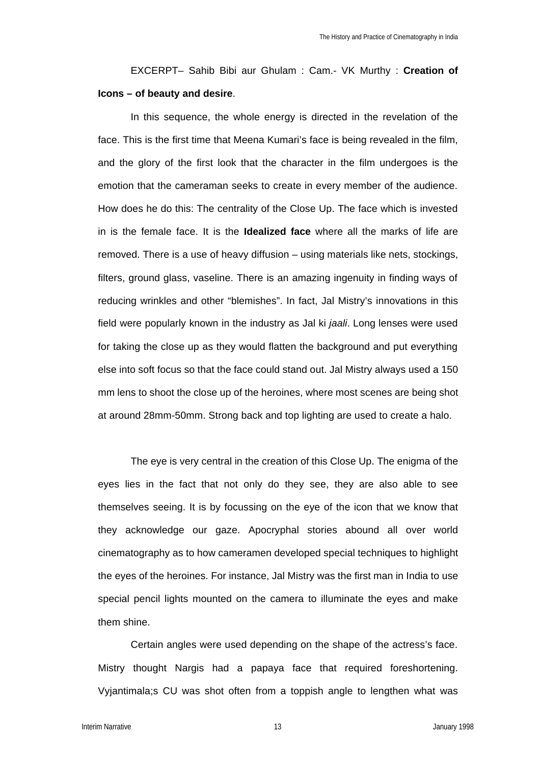EXCERPT– Sahib Bibi aur Ghulam : Cam.- VK Murthy : **Creation of Icons – of beauty and desire**.

In this sequence, the whole energy is directed in the revelation of the face. This is the first time that Meena Kumari's face is being revealed in the film, and the glory of the first look that the character in the film undergoes is the emotion that the cameraman seeks to create in every member of the audience. How does he do this: The centrality of the Close Up. The face which is invested in is the female face. It is the **Idealized face** where all the marks of life are removed. There is a use of heavy diffusion – using materials like nets, stockings, filters, ground glass, vaseline. There is an amazing ingenuity in finding ways of reducing wrinkles and other "blemishes". In fact, Jal Mistry's innovations in this field were popularly known in the industry as Jal ki *jaali*. Long lenses were used for taking the close up as they would flatten the background and put everything else into soft focus so that the face could stand out. Jal Mistry always used a 150 mm lens to shoot the close up of the heroines, where most scenes are being shot at around 28mm-50mm. Strong back and top lighting are used to create a halo.

The eye is very central in the creation of this Close Up. The enigma of the eyes lies in the fact that not only do they see, they are also able to see themselves seeing. It is by focussing on the eye of the icon that we know that they acknowledge our gaze. Apocryphal stories abound all over world cinematography as to how cameramen developed special techniques to highlight the eyes of the heroines. For instance, Jal Mistry was the first man in India to use special pencil lights mounted on the camera to illuminate the eyes and make them shine.

Certain angles were used depending on the shape of the actress's face. Mistry thought Nargis had a papaya face that required foreshortening. Vyjantimala;s CU was shot often from a toppish angle to lengthen what was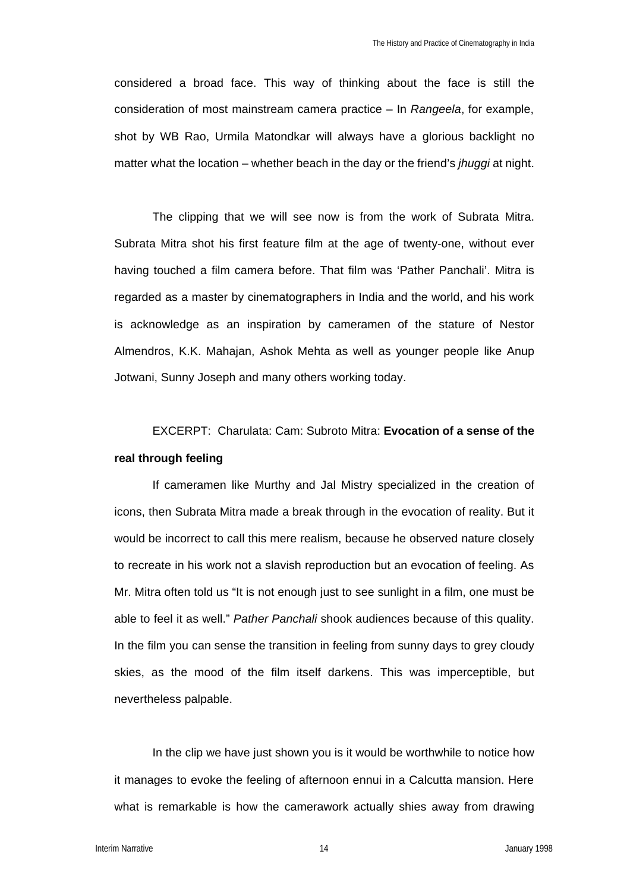considered a broad face. This way of thinking about the face is still the consideration of most mainstream camera practice – In *Rangeela*, for example, shot by WB Rao, Urmila Matondkar will always have a glorious backlight no matter what the location – whether beach in the day or the friend's *jhuggi* at night.

The clipping that we will see now is from the work of Subrata Mitra. Subrata Mitra shot his first feature film at the age of twenty-one, without ever having touched a film camera before. That film was 'Pather Panchali'. Mitra is regarded as a master by cinematographers in India and the world, and his work is acknowledge as an inspiration by cameramen of the stature of Nestor Almendros, K.K. Mahajan, Ashok Mehta as well as younger people like Anup Jotwani, Sunny Joseph and many others working today.

EXCERPT: Charulata: Cam: Subroto Mitra: **Evocation of a sense of the real through feeling**

If cameramen like Murthy and Jal Mistry specialized in the creation of icons, then Subrata Mitra made a break through in the evocation of reality. But it would be incorrect to call this mere realism, because he observed nature closely to recreate in his work not a slavish reproduction but an evocation of feeling. As Mr. Mitra often told us "It is not enough just to see sunlight in a film, one must be able to feel it as well." *Pather Panchali* shook audiences because of this quality. In the film you can sense the transition in feeling from sunny days to grey cloudy skies, as the mood of the film itself darkens. This was imperceptible, but nevertheless palpable.

In the clip we have just shown you is it would be worthwhile to notice how it manages to evoke the feeling of afternoon ennui in a Calcutta mansion. Here what is remarkable is how the camerawork actually shies away from drawing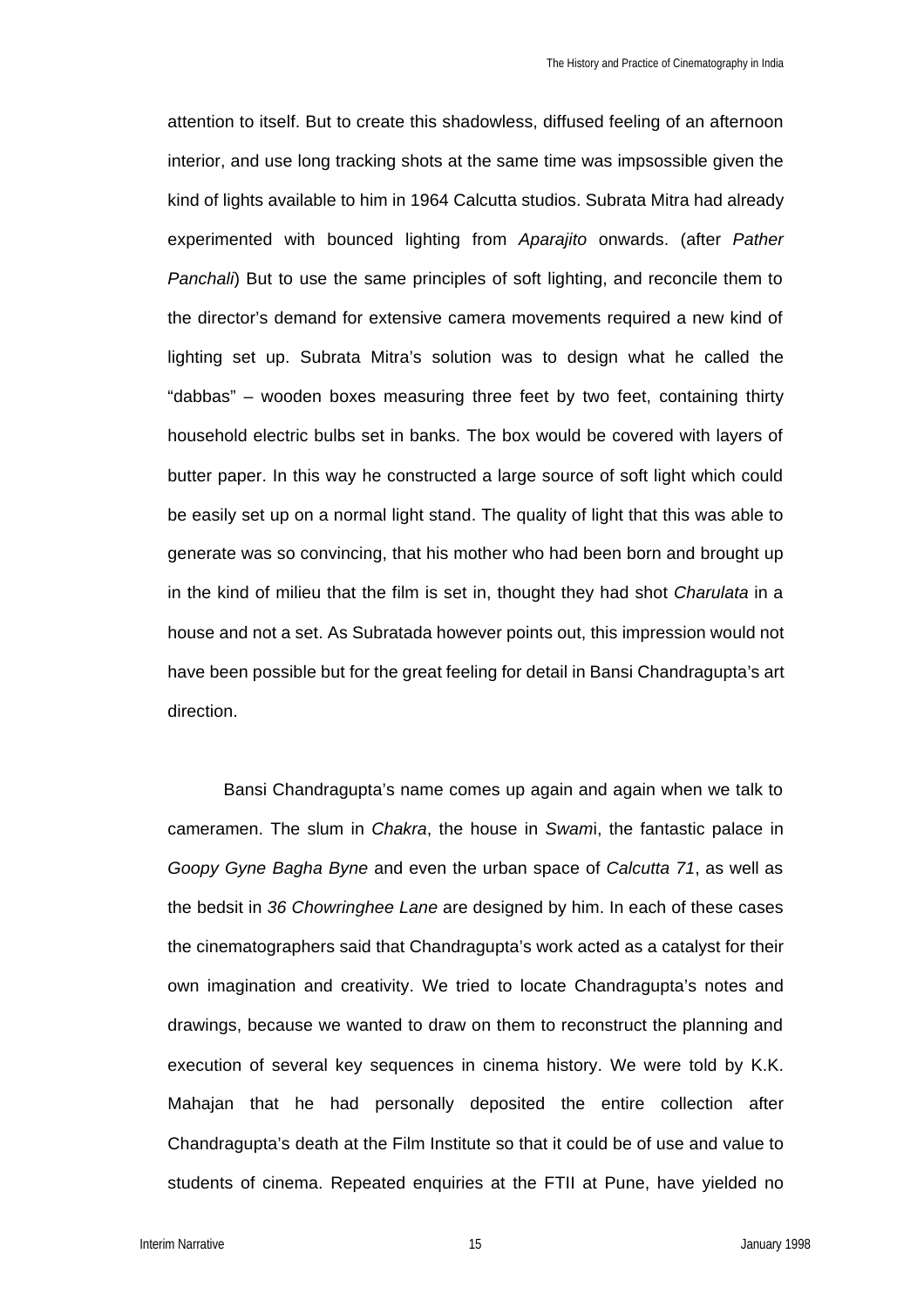attention to itself. But to create this shadowless, diffused feeling of an afternoon interior, and use long tracking shots at the same time was impsossible given the kind of lights available to him in 1964 Calcutta studios. Subrata Mitra had already experimented with bounced lighting from *Aparajito* onwards. (after *Pather Panchali*) But to use the same principles of soft lighting, and reconcile them to the director's demand for extensive camera movements required a new kind of lighting set up. Subrata Mitra's solution was to design what he called the "dabbas" – wooden boxes measuring three feet by two feet, containing thirty household electric bulbs set in banks. The box would be covered with layers of butter paper. In this way he constructed a large source of soft light which could be easily set up on a normal light stand. The quality of light that this was able to generate was so convincing, that his mother who had been born and brought up in the kind of milieu that the film is set in, thought they had shot *Charulata* in a house and not a set. As Subratada however points out, this impression would not have been possible but for the great feeling for detail in Bansi Chandragupta's art direction.

Bansi Chandragupta's name comes up again and again when we talk to cameramen. The slum in *Chakra*, the house in *Swam*i, the fantastic palace in *Goopy Gyne Bagha Byne* and even the urban space of *Calcutta 71*, as well as the bedsit in *36 Chowringhee Lane* are designed by him. In each of these cases the cinematographers said that Chandragupta's work acted as a catalyst for their own imagination and creativity. We tried to locate Chandragupta's notes and drawings, because we wanted to draw on them to reconstruct the planning and execution of several key sequences in cinema history. We were told by K.K. Mahajan that he had personally deposited the entire collection after Chandragupta's death at the Film Institute so that it could be of use and value to students of cinema. Repeated enquiries at the FTII at Pune, have yielded no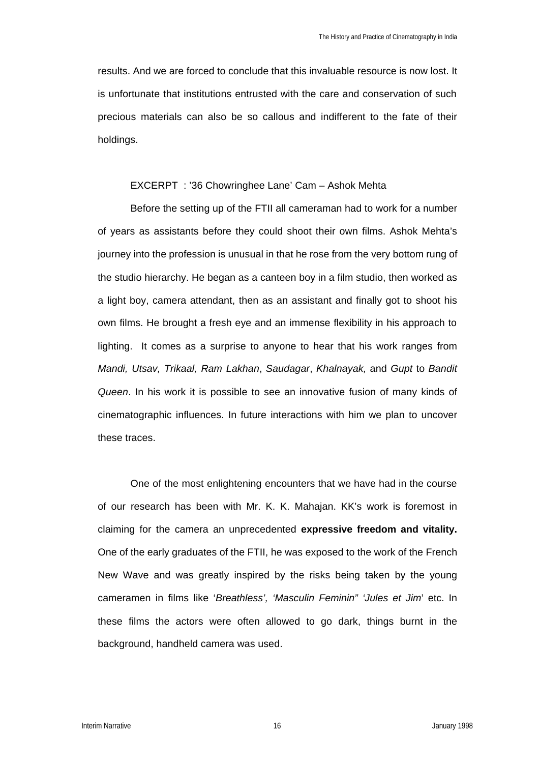results. And we are forced to conclude that this invaluable resource is now lost. It is unfortunate that institutions entrusted with the care and conservation of such precious materials can also be so callous and indifferent to the fate of their holdings.

EXCERPT : '36 Chowringhee Lane' Cam – Ashok Mehta

Before the setting up of the FTII all cameraman had to work for a number of years as assistants before they could shoot their own films. Ashok Mehta's journey into the profession is unusual in that he rose from the very bottom rung of the studio hierarchy. He began as a canteen boy in a film studio, then worked as a light boy, camera attendant, then as an assistant and finally got to shoot his own films. He brought a fresh eye and an immense flexibility in his approach to lighting. It comes as a surprise to anyone to hear that his work ranges from *Mandi, Utsav, Trikaal, Ram Lakhan*, *Saudagar*, *Khalnayak,* and *Gupt* to *Bandit Queen*. In his work it is possible to see an innovative fusion of many kinds of cinematographic influences. In future interactions with him we plan to uncover these traces.

One of the most enlightening encounters that we have had in the course of our research has been with Mr. K. K. Mahajan. KK's work is foremost in claiming for the camera an unprecedented **expressive freedom and vitality.** One of the early graduates of the FTII, he was exposed to the work of the French New Wave and was greatly inspired by the risks being taken by the young cameramen in films like '*Breathless', 'Masculin Feminin" 'Jules et Jim*' etc. In these films the actors were often allowed to go dark, things burnt in the background, handheld camera was used.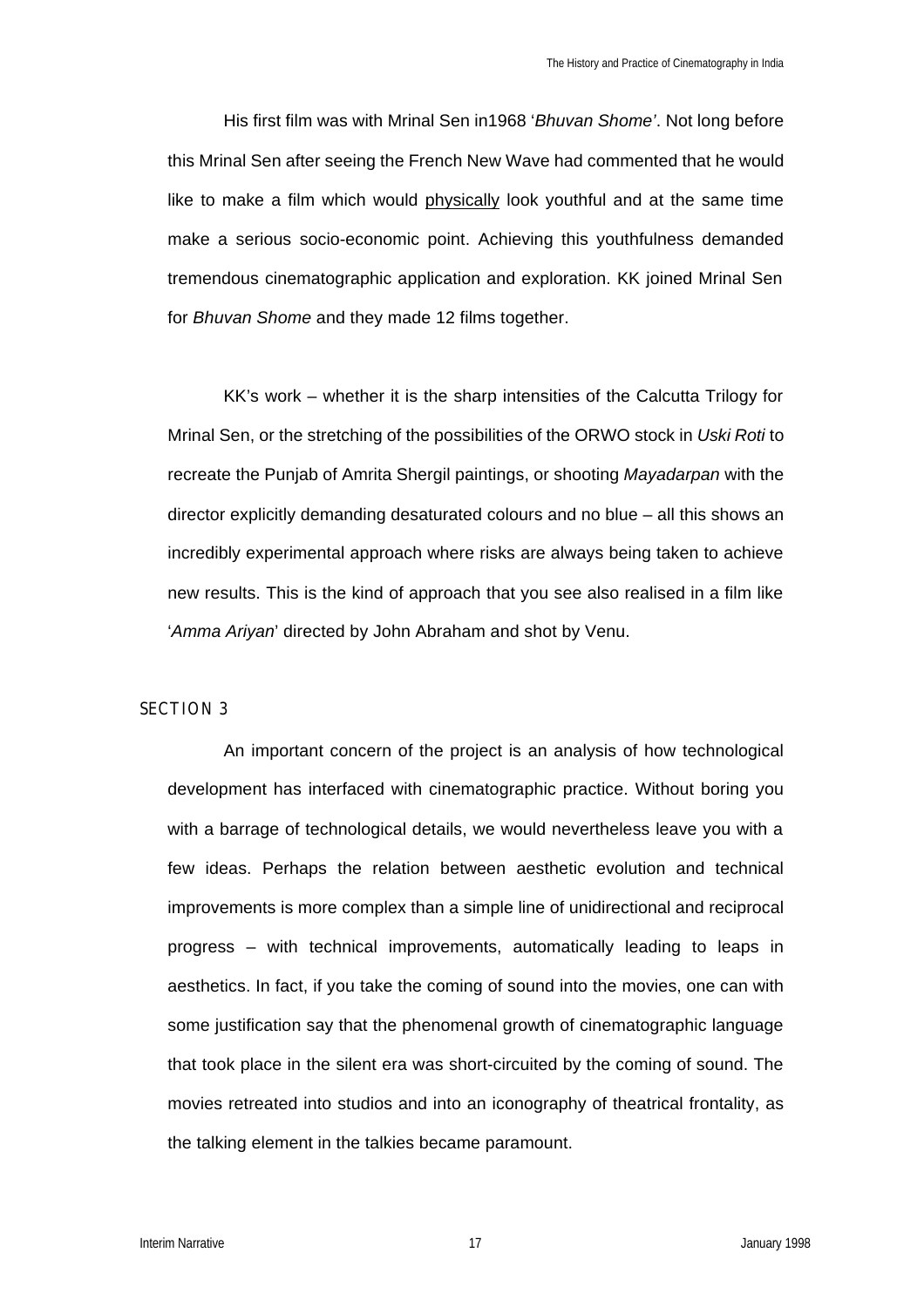His first film was with Mrinal Sen in1968 '*Bhuvan Shome'*. Not long before this Mrinal Sen after seeing the French New Wave had commented that he would like to make a film which would <u>physically</u> look youthful and at the same time make a serious socio-economic point. Achieving this youthfulness demanded tremendous cinematographic application and exploration. KK joined Mrinal Sen for *Bhuvan Shome* and they made 12 films together.

KK's work – whether it is the sharp intensities of the Calcutta Trilogy for Mrinal Sen, or the stretching of the possibilities of the ORWO stock in *Uski Roti* to recreate the Punjab of Amrita Shergil paintings, or shooting *Mayadarpan* with the director explicitly demanding desaturated colours and no blue – all this shows an incredibly experimental approach where risks are always being taken to achieve new results. This is the kind of approach that you see also realised in a film like '*Amma Ariyan*' directed by John Abraham and shot by Venu.

## SECTION 3

An important concern of the project is an analysis of how technological development has interfaced with cinematographic practice. Without boring you with a barrage of technological details, we would nevertheless leave you with a few ideas. Perhaps the relation between aesthetic evolution and technical improvements is more complex than a simple line of unidirectional and reciprocal progress – with technical improvements, automatically leading to leaps in aesthetics. In fact, if you take the coming of sound into the movies, one can with some justification say that the phenomenal growth of cinematographic language that took place in the silent era was short-circuited by the coming of sound. The movies retreated into studios and into an iconography of theatrical frontality, as the talking element in the talkies became paramount.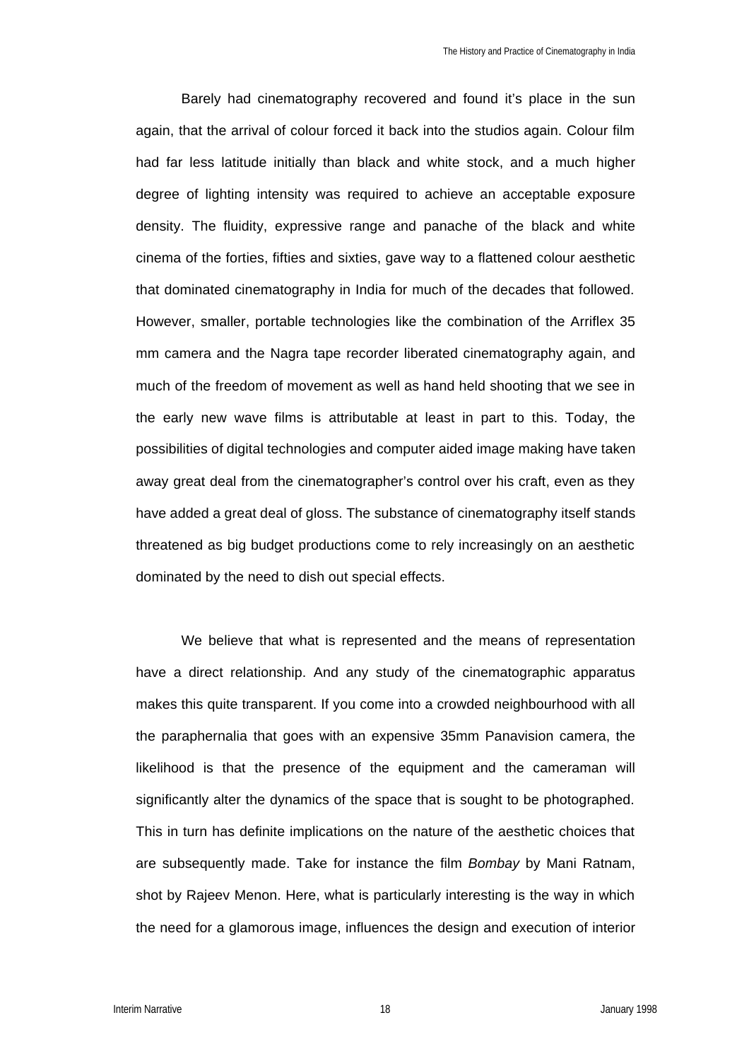Barely had cinematography recovered and found it's place in the sun again, that the arrival of colour forced it back into the studios again. Colour film had far less latitude initially than black and white stock, and a much higher degree of lighting intensity was required to achieve an acceptable exposure density. The fluidity, expressive range and panache of the black and white cinema of the forties, fifties and sixties, gave way to a flattened colour aesthetic that dominated cinematography in India for much of the decades that followed. However, smaller, portable technologies like the combination of the Arriflex 35 mm camera and the Nagra tape recorder liberated cinematography again, and much of the freedom of movement as well as hand held shooting that we see in the early new wave films is attributable at least in part to this. Today, the possibilities of digital technologies and computer aided image making have taken away great deal from the cinematographer's control over his craft, even as they have added a great deal of gloss. The substance of cinematography itself stands threatened as big budget productions come to rely increasingly on an aesthetic dominated by the need to dish out special effects.

We believe that what is represented and the means of representation have a direct relationship. And any study of the cinematographic apparatus makes this quite transparent. If you come into a crowded neighbourhood with all the paraphernalia that goes with an expensive 35mm Panavision camera, the likelihood is that the presence of the equipment and the cameraman will significantly alter the dynamics of the space that is sought to be photographed. This in turn has definite implications on the nature of the aesthetic choices that are subsequently made. Take for instance the film *Bombay* by Mani Ratnam, shot by Rajeev Menon. Here, what is particularly interesting is the way in which the need for a glamorous image, influences the design and execution of interior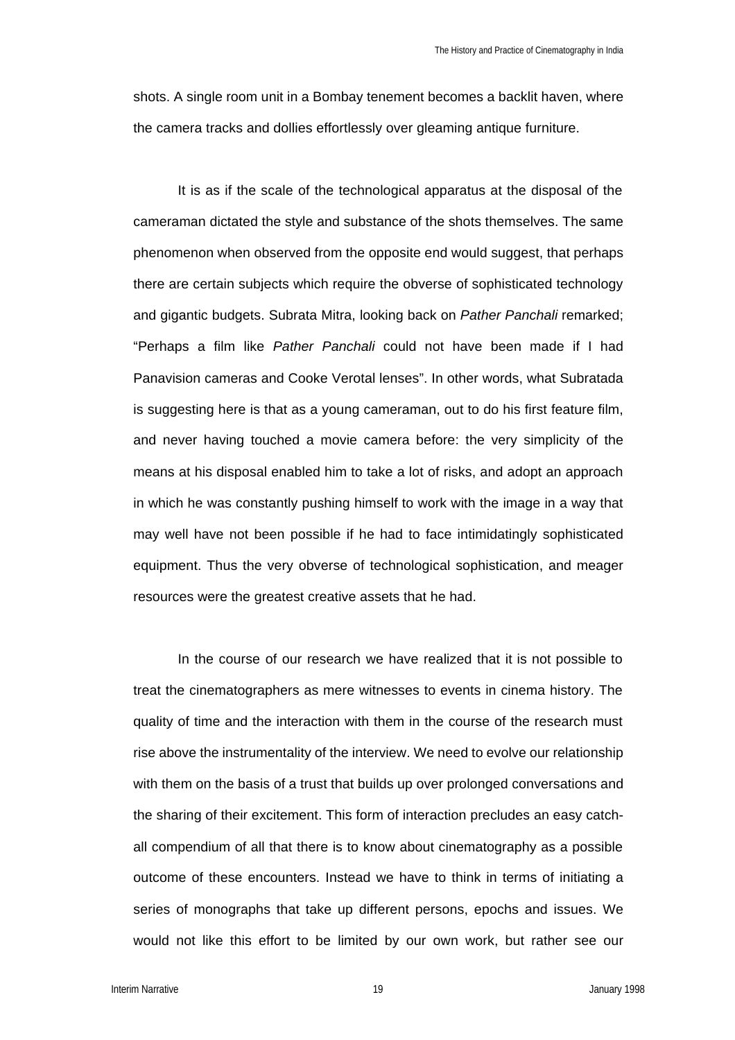shots. A single room unit in a Bombay tenement becomes a backlit haven, where the camera tracks and dollies effortlessly over gleaming antique furniture.

It is as if the scale of the technological apparatus at the disposal of the cameraman dictated the style and substance of the shots themselves. The same phenomenon when observed from the opposite end would suggest, that perhaps there are certain subjects which require the obverse of sophisticated technology and gigantic budgets. Subrata Mitra, looking back on *Pather Panchali* remarked; "Perhaps a film like *Pather Panchali* could not have been made if I had Panavision cameras and Cooke Verotal lenses". In other words, what Subratada is suggesting here is that as a young cameraman, out to do his first feature film, and never having touched a movie camera before: the very simplicity of the means at his disposal enabled him to take a lot of risks, and adopt an approach in which he was constantly pushing himself to work with the image in a way that may well have not been possible if he had to face intimidatingly sophisticated equipment. Thus the very obverse of technological sophistication, and meager resources were the greatest creative assets that he had.

In the course of our research we have realized that it is not possible to treat the cinematographers as mere witnesses to events in cinema history. The quality of time and the interaction with them in the course of the research must rise above the instrumentality of the interview. We need to evolve our relationship with them on the basis of a trust that builds up over prolonged conversations and the sharing of their excitement. This form of interaction precludes an easy catch-all compendium of all that there is to know about cinematography as a possible outcome of these encounters. Instead we have to think in terms of initiating a series of monographs that take up different persons, epochs and issues. We would not like this effort to be limited by our own work, but rather see our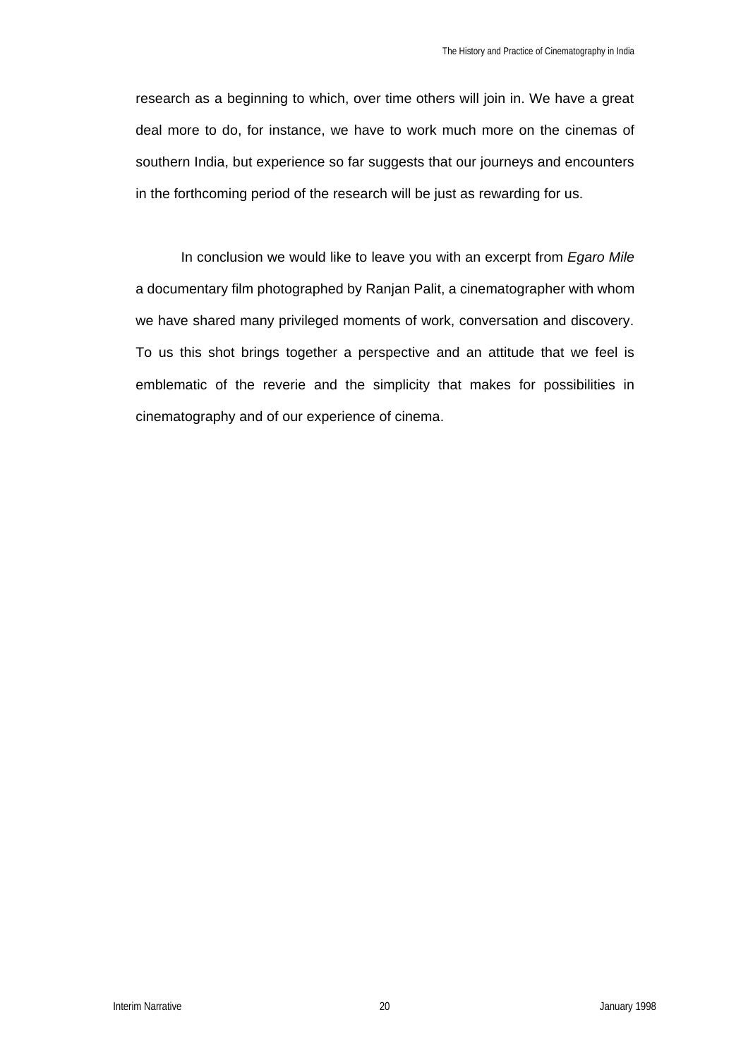research as a beginning to which, over time others will join in. We have a great deal more to do, for instance, we have to work much more on the cinemas of southern India, but experience so far suggests that our journeys and encounters in the forthcoming period of the research will be just as rewarding for us.

In conclusion we would like to leave you with an excerpt from *Egaro Mile* a documentary film photographed by Ranjan Palit, a cinematographer with whom we have shared many privileged moments of work, conversation and discovery. To us this shot brings together a perspective and an attitude that we feel is emblematic of the reverie and the simplicity that makes for possibilities in cinematography and of our experience of cinema.